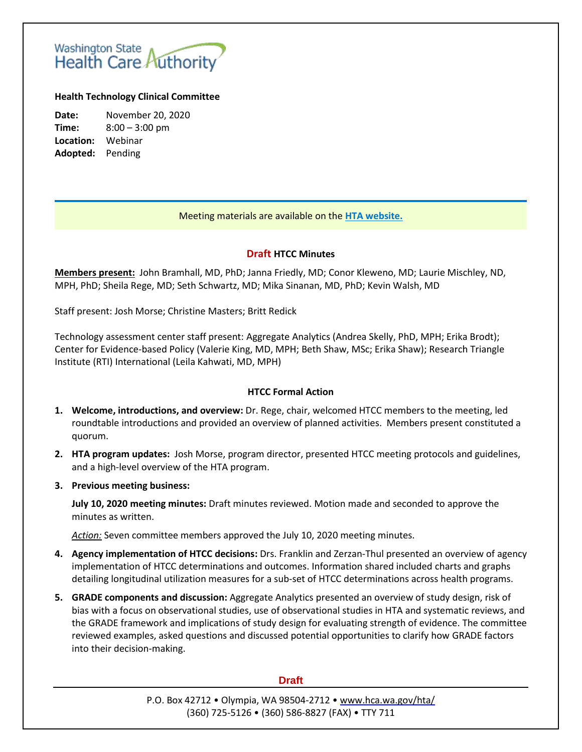Washington State Health Care Authority

**Health Technology Clinical Committee**

**Date:** November 20, 2020
**Time:** 8:00 – 3:00 pm
**Location:** Webinar
**Adopted:** Pending

Meeting materials are available on the [HTA website.]()

## Draft HTCC Minutes

**Members present:** John Bramhall, MD, PhD; Janna Friedly, MD; Conor Kleweno, MD; Laurie Mischley, ND, MPH, PhD; Sheila Rege, MD; Seth Schwartz, MD; Mika Sinanan, MD, PhD; Kevin Walsh, MD

Staff present: Josh Morse; Christine Masters; Britt Redick

Technology assessment center staff present: Aggregate Analytics (Andrea Skelly, PhD, MPH; Erika Brodt); Center for Evidence-based Policy (Valerie King, MD, MPH; Beth Shaw, MSc; Erika Shaw); Research Triangle Institute (RTI) International (Leila Kahwati, MD, MPH)

### HTCC Formal Action

1. **Welcome, introductions, and overview:** Dr. Rege, chair, welcomed HTCC members to the meeting, led roundtable introductions and provided an overview of planned activities. Members present constituted a quorum.
2. **HTA program updates:** Josh Morse, program director, presented HTCC meeting protocols and guidelines, and a high-level overview of the HTA program.
3. **Previous meeting business:**

   **July 10, 2020 meeting minutes:** Draft minutes reviewed. Motion made and seconded to approve the minutes as written.

   *Action:* Seven committee members approved the July 10, 2020 meeting minutes.
4. **Agency implementation of HTCC decisions:** Drs. Franklin and Zerzan-Thul presented an overview of agency implementation of HTCC determinations and outcomes. Information shared included charts and graphs detailing longitudinal utilization measures for a sub-set of HTCC determinations across health programs.
5. **GRADE components and discussion:** Aggregate Analytics presented an overview of study design, risk of bias with a focus on observational studies, use of observational studies in HTA and systematic reviews, and the GRADE framework and implications of study design for evaluating strength of evidence. The committee reviewed examples, asked questions and discussed potential opportunities to clarify how GRADE factors into their decision-making.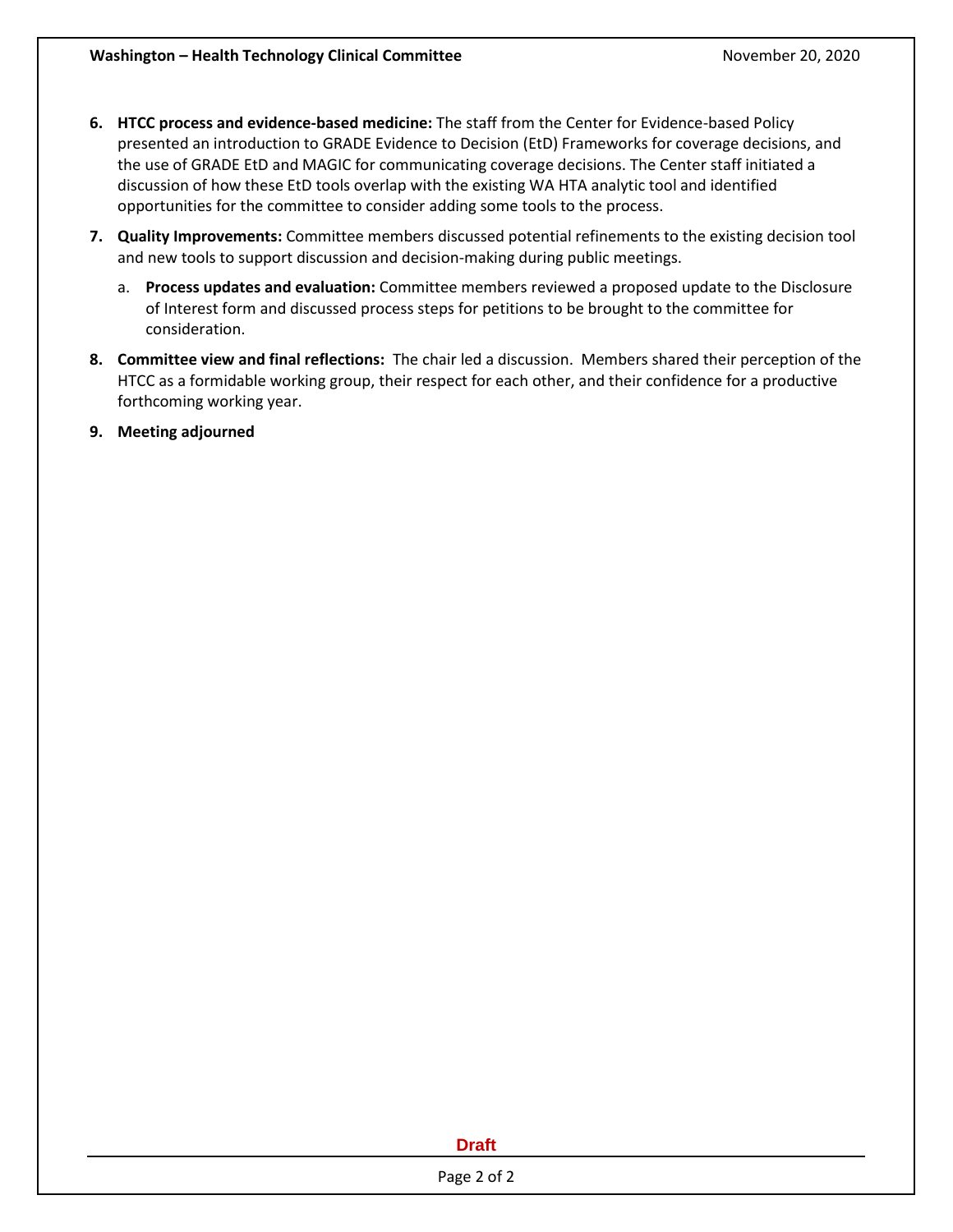6. **HTCC process and evidence-based medicine:** The staff from the Center for Evidence-based Policy presented an introduction to GRADE Evidence to Decision (EtD) Frameworks for coverage decisions, and the use of GRADE EtD and MAGIC for communicating coverage decisions. The Center staff initiated a discussion of how these EtD tools overlap with the existing WA HTA analytic tool and identified opportunities for the committee to consider adding some tools to the process.

7. **Quality Improvements:** Committee members discussed potential refinements to the existing decision tool and new tools to support discussion and decision-making during public meetings.

   a. **Process updates and evaluation:** Committee members reviewed a proposed update to the Disclosure of Interest form and discussed process steps for petitions to be brought to the committee for consideration.

8. **Committee view and final reflections:** The chair led a discussion. Members shared their perception of the HTCC as a formidable working group, their respect for each other, and their confidence for a productive forthcoming working year.

9. **Meeting adjourned**

Draft